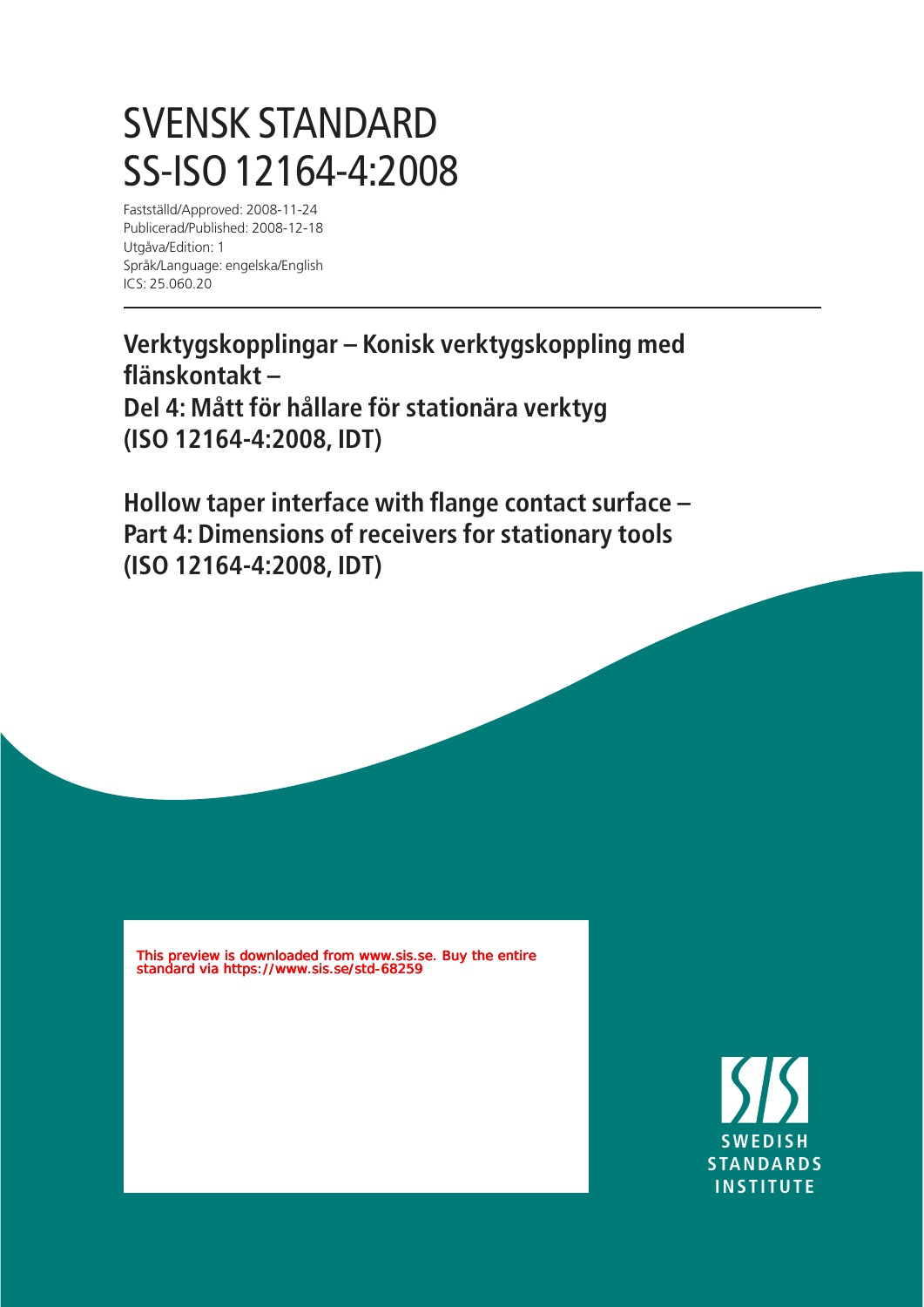# SVENSK STANDARD
# SS-ISO 12164-4:2008

Fastställd/Approved: 2008-11-24
Publicerad/Published: 2008-12-18
Utgåva/Edition: 1
Språk/Language: engelska/English
ICS: 25.060.20

## Verktygskopplingar – Konisk verktygskoppling med flänskontakt – Del 4: Mått för hållare för stationära verktyg (ISO 12164-4:2008, IDT)

## Hollow taper interface with flange contact surface – Part 4: Dimensions of receivers for stationary tools (ISO 12164-4:2008, IDT)

This preview is downloaded from www.sis.se. Buy the entire standard via https://www.sis.se/std-68259

SWEDISH STANDARDS INSTITUTE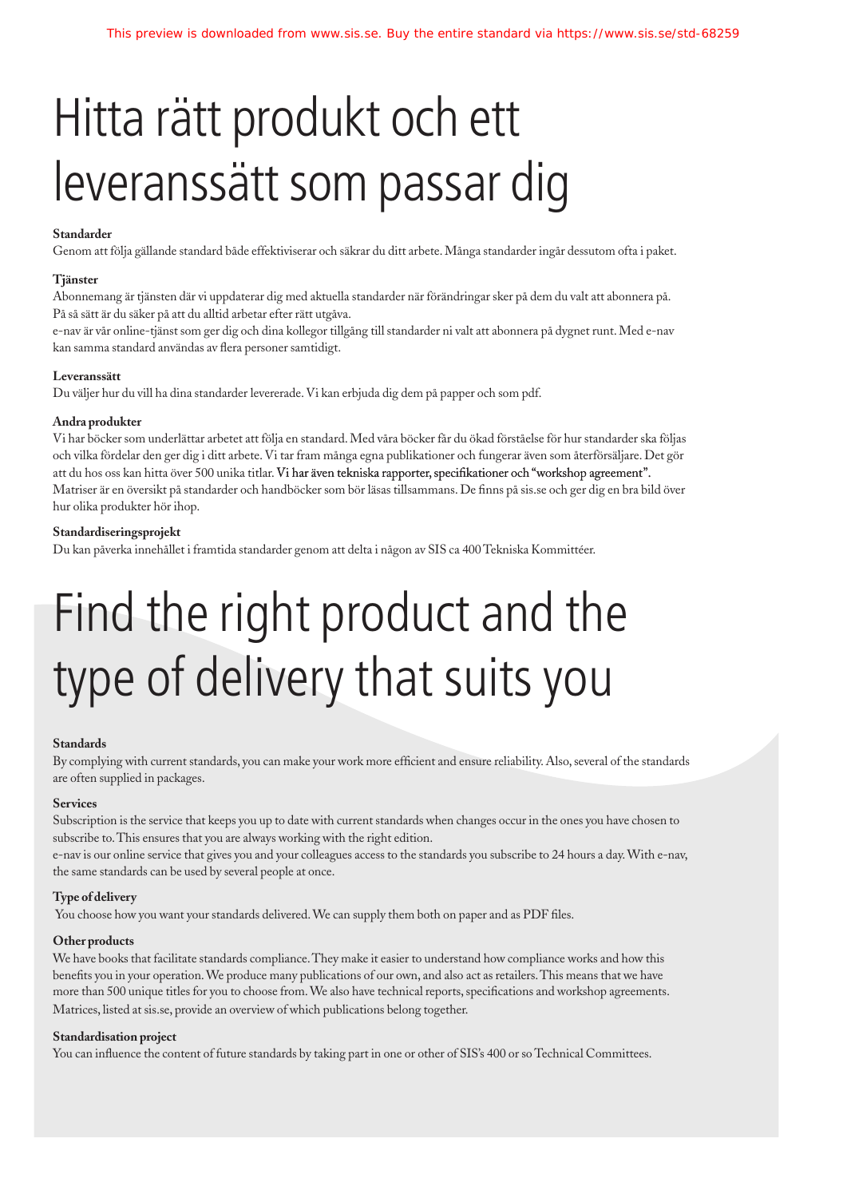# Hitta rätt produkt och ett leveranssätt som passar dig

**Standarder**

Genom att följa gällande standard både effektiviserar och säkrar du ditt arbete. Många standarder ingår dessutom ofta i paket.

**Tjänster**

Abonnemang är tjänsten där vi uppdaterar dig med aktuella standarder när förändringar sker på dem du valt att abonnera på. På så sätt är du säker på att du alltid arbetar efter rätt utgåva.

e-nav är vår online-tjänst som ger dig och dina kollegor tillgång till standarder ni valt att abonnera på dygnet runt. Med e-nav kan samma standard användas av flera personer samtidigt.

**Leveranssätt**

Du väljer hur du vill ha dina standarder levererade. Vi kan erbjuda dig dem på papper och som pdf.

**Andra produkter**

Vi har böcker som underlättar arbetet att följa en standard. Med våra böcker får du ökad förståelse för hur standarder ska följas och vilka fördelar den ger dig i ditt arbete. Vi tar fram många egna publikationer och fungerar även som återförsäljare. Det gör att du hos oss kan hitta över 500 unika titlar. Vi har även tekniska rapporter, specifikationer och "workshop agreement". Matriser är en översikt på standarder och handböcker som bör läsas tillsammans. De finns på sis.se och ger dig en bra bild över hur olika produkter hör ihop.

**Standardiseringsprojekt**

Du kan påverka innehållet i framtida standarder genom att delta i någon av SIS ca 400 Tekniska Kommittéer.

# Find the right product and the type of delivery that suits you

**Standards**

By complying with current standards, you can make your work more efficient and ensure reliability. Also, several of the standards are often supplied in packages.

**Services**

Subscription is the service that keeps you up to date with current standards when changes occur in the ones you have chosen to subscribe to. This ensures that you are always working with the right edition.

e-nav is our online service that gives you and your colleagues access to the standards you subscribe to 24 hours a day. With e-nav, the same standards can be used by several people at once.

**Type of delivery**

You choose how you want your standards delivered. We can supply them both on paper and as PDF files.

**Other products**

We have books that facilitate standards compliance. They make it easier to understand how compliance works and how this benefits you in your operation. We produce many publications of our own, and also act as retailers. This means that we have more than 500 unique titles for you to choose from. We also have technical reports, specifications and workshop agreements. Matrices, listed at sis.se, provide an overview of which publications belong together.

**Standardisation project**

You can influence the content of future standards by taking part in one or other of SIS's 400 or so Technical Committees.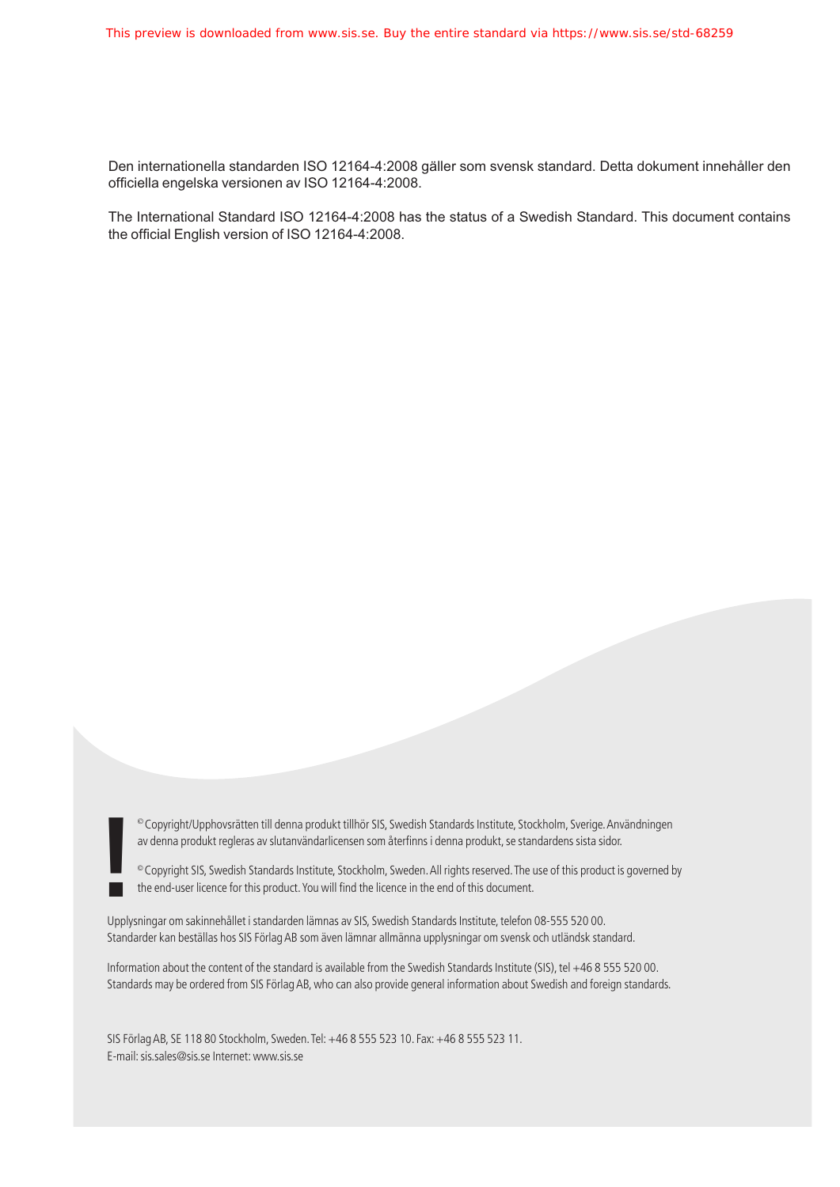Den internationella standarden ISO 12164-4:2008 gäller som svensk standard. Detta dokument innehåller den officiella engelska versionen av ISO 12164-4:2008.

The International Standard ISO 12164-4:2008 has the status of a Swedish Standard. This document contains the official English version of ISO 12164-4:2008.

© Copyright/Upphovsrätten till denna produkt tillhör SIS, Swedish Standards Institute, Stockholm, Sverige. Användningen av denna produkt regleras av slutanvändarlicensen som återfinns i denna produkt, se standardens sista sidor.

© Copyright SIS, Swedish Standards Institute, Stockholm, Sweden. All rights reserved. The use of this product is governed by the end-user licence for this product. You will find the licence in the end of this document.

Upplysningar om sakinnehållet i standarden lämnas av SIS, Swedish Standards Institute, telefon 08-555 520 00.
Standarder kan beställas hos SIS Förlag AB som även lämnar allmänna upplysningar om svensk och utländsk standard.

Information about the content of the standard is available from the Swedish Standards Institute (SIS), tel +46 8 555 520 00.
Standards may be ordered from SIS Förlag AB, who can also provide general information about Swedish and foreign standards.

SIS Förlag AB, SE 118 80 Stockholm, Sweden. Tel: +46 8 555 523 10. Fax: +46 8 555 523 11.
E-mail: sis.sales@sis.se Internet: www.sis.se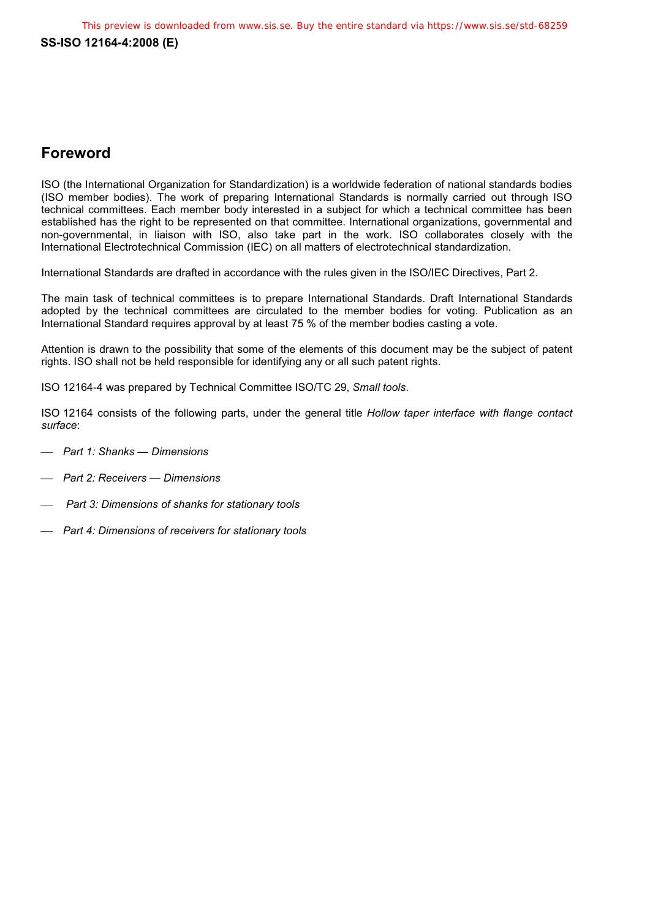## Foreword

ISO (the International Organization for Standardization) is a worldwide federation of national standards bodies (ISO member bodies). The work of preparing International Standards is normally carried out through ISO technical committees. Each member body interested in a subject for which a technical committee has been established has the right to be represented on that committee. International organizations, governmental and non-governmental, in liaison with ISO, also take part in the work. ISO collaborates closely with the International Electrotechnical Commission (IEC) on all matters of electrotechnical standardization.

International Standards are drafted in accordance with the rules given in the ISO/IEC Directives, Part 2.

The main task of technical committees is to prepare International Standards. Draft International Standards adopted by the technical committees are circulated to the member bodies for voting. Publication as an International Standard requires approval by at least 75 % of the member bodies casting a vote.

Attention is drawn to the possibility that some of the elements of this document may be the subject of patent rights. ISO shall not be held responsible for identifying any or all such patent rights.

ISO 12164-4 was prepared by Technical Committee ISO/TC 29, *Small tools*.

ISO 12164 consists of the following parts, under the general title *Hollow taper interface with flange contact surface*:

- *Part 1: Shanks — Dimensions*
- *Part 2: Receivers — Dimensions*
- *Part 3: Dimensions of shanks for stationary tools*
- *Part 4: Dimensions of receivers for stationary tools*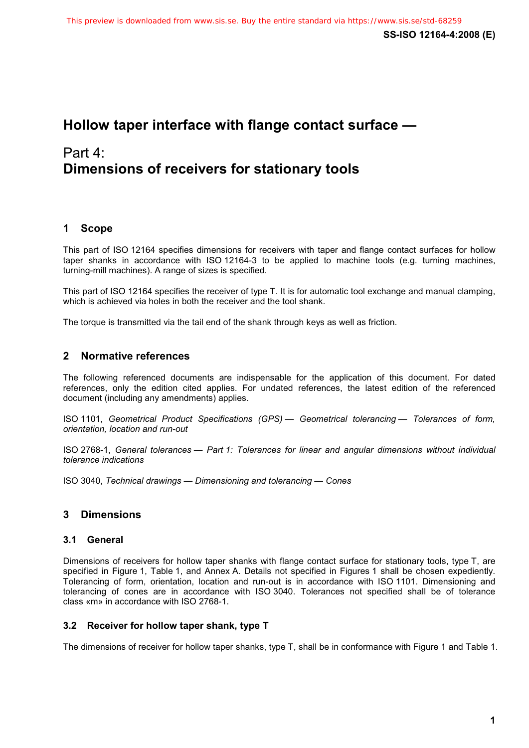# Hollow taper interface with flange contact surface —

# Part 4: Dimensions of receivers for stationary tools

## 1 Scope

This part of ISO 12164 specifies dimensions for receivers with taper and flange contact surfaces for hollow taper shanks in accordance with ISO 12164-3 to be applied to machine tools (e.g. turning machines, turning-mill machines). A range of sizes is specified.

This part of ISO 12164 specifies the receiver of type T. It is for automatic tool exchange and manual clamping, which is achieved via holes in both the receiver and the tool shank.

The torque is transmitted via the tail end of the shank through keys as well as friction.

## 2 Normative references

The following referenced documents are indispensable for the application of this document. For dated references, only the edition cited applies. For undated references, the latest edition of the referenced document (including any amendments) applies.

ISO 1101, *Geometrical Product Specifications (GPS) — Geometrical tolerancing — Tolerances of form, orientation, location and run-out*

ISO 2768-1, *General tolerances — Part 1: Tolerances for linear and angular dimensions without individual tolerance indications*

ISO 3040, *Technical drawings — Dimensioning and tolerancing — Cones*

## 3 Dimensions

### 3.1 General

Dimensions of receivers for hollow taper shanks with flange contact surface for stationary tools, type T, are specified in Figure 1, Table 1, and Annex A. Details not specified in Figures 1 shall be chosen expediently. Tolerancing of form, orientation, location and run-out is in accordance with ISO 1101. Dimensioning and tolerancing of cones are in accordance with ISO 3040. Tolerances not specified shall be of tolerance class «m» in accordance with ISO 2768-1.

### 3.2 Receiver for hollow taper shank, type T

The dimensions of receiver for hollow taper shanks, type T, shall be in conformance with Figure 1 and Table 1.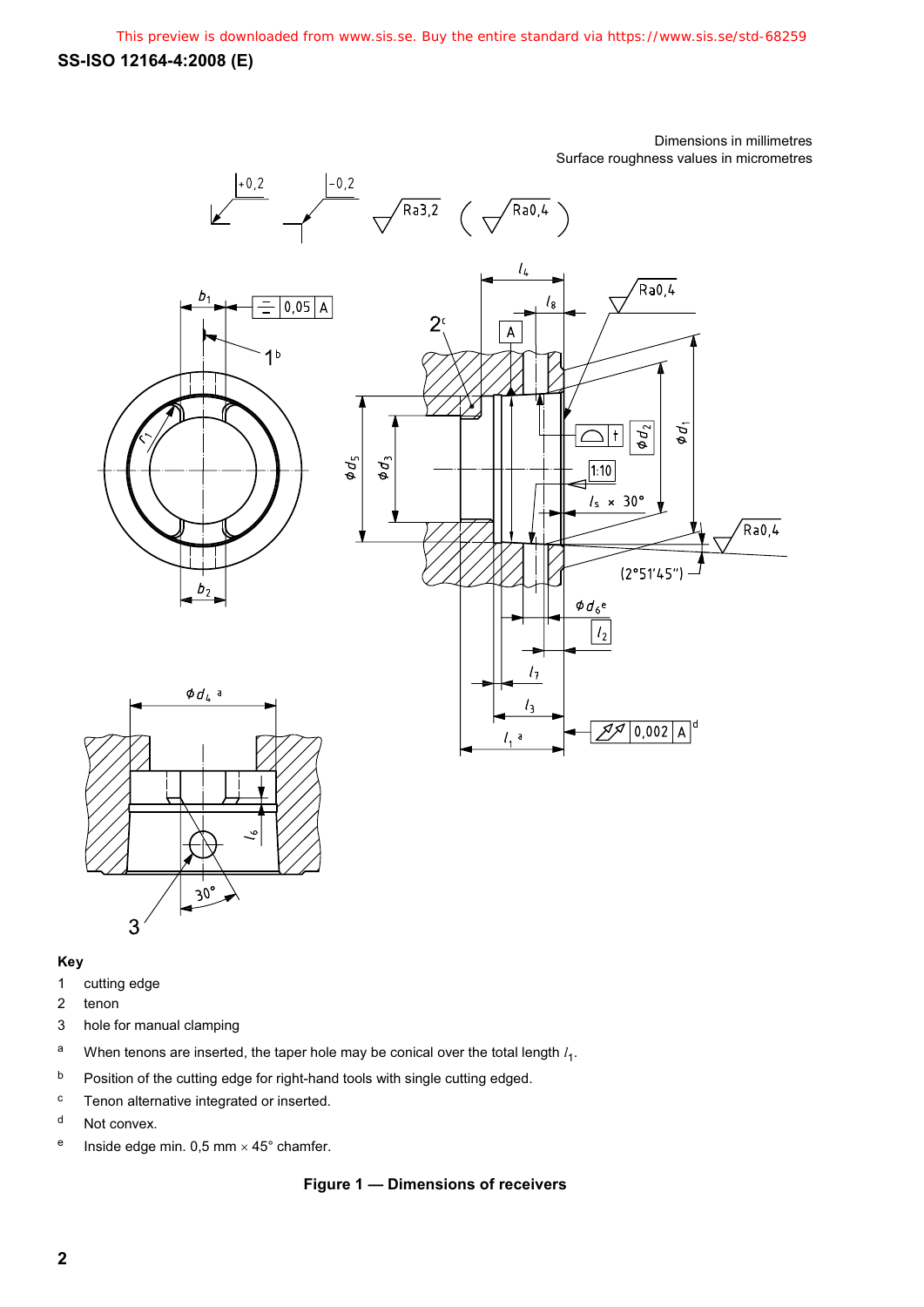Dimensions in millimetres
Surface roughness values in micrometres

**Key**

1 cutting edge

2 tenon

3 hole for manual clamping

[a] When tenons are inserted, the taper hole may be conical over the total length $l_1$.

[b] Position of the cutting edge for right-hand tools with single cutting edged.

[c] Tenon alternative integrated or inserted.

[d] Not convex.

[e] Inside edge min. 0,5 mm × 45° chamfer.

**Figure 1 — Dimensions of receivers**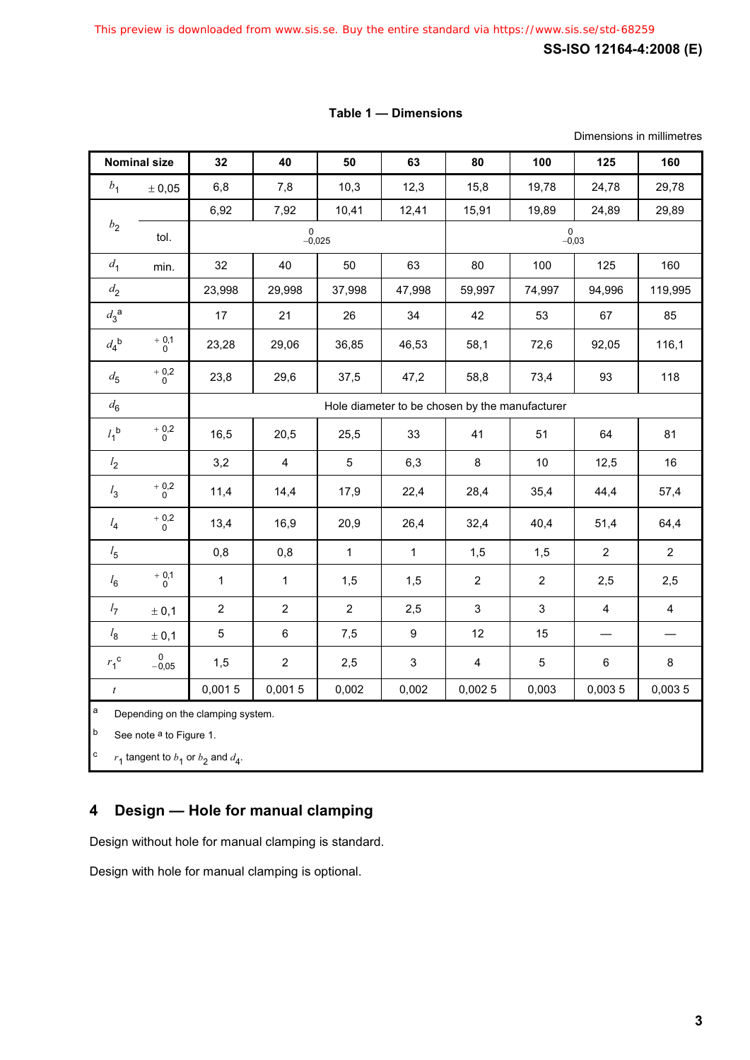**Table 1 — Dimensions**

Dimensions in millimetres

| Nominal size | | 32 | 40 | 50 | 63 | 80 | 100 | 125 | 160 |
|---|---|---|---|---|---|---|---|---|---|
| $b_1$ | ± 0,05 | 6,8 | 7,8 | 10,3 | 12,3 | 15,8 | 19,78 | 24,78 | 29,78 |
| $b_2$ | | 6,92 | 7,92 | 10,41 | 12,41 | 15,91 | 19,89 | 24,89 | 29,89 |
| | tol. | $^{0}_{-0,025}$ | | | | $^{0}_{-0,03}$ | | | |
| $d_1$ | min. | 32 | 40 | 50 | 63 | 80 | 100 | 125 | 160 |
| $d_2$ | | 23,998 | 29,998 | 37,998 | 47,998 | 59,997 | 74,997 | 94,996 | 119,995 |
| $d_3$ [a] | | 17 | 21 | 26 | 34 | 42 | 53 | 67 | 85 |
| $d_4$ [b] | $^{+0,1}_{0}$ | 23,28 | 29,06 | 36,85 | 46,53 | 58,1 | 72,6 | 92,05 | 116,1 |
| $d_5$ | $^{+0,2}_{0}$ | 23,8 | 29,6 | 37,5 | 47,2 | 58,8 | 73,4 | 93 | 118 |
| $d_6$ | | Hole diameter to be chosen by the manufacturer | | | | | | | |
| $l_1$ [b] | $^{+0,2}_{0}$ | 16,5 | 20,5 | 25,5 | 33 | 41 | 51 | 64 | 81 |
| $l_2$ | | 3,2 | 4 | 5 | 6,3 | 8 | 10 | 12,5 | 16 |
| $l_3$ | $^{+0,2}_{0}$ | 11,4 | 14,4 | 17,9 | 22,4 | 28,4 | 35,4 | 44,4 | 57,4 |
| $l_4$ | $^{+0,2}_{0}$ | 13,4 | 16,9 | 20,9 | 26,4 | 32,4 | 40,4 | 51,4 | 64,4 |
| $l_5$ | | 0,8 | 0,8 | 1 | 1 | 1,5 | 1,5 | 2 | 2 |
| $l_6$ | $^{+0,1}_{0}$ | 1 | 1 | 1,5 | 1,5 | 2 | 2 | 2,5 | 2,5 |
| $l_7$ | ± 0,1 | 2 | 2 | 2 | 2,5 | 3 | 3 | 4 | 4 |
| $l_8$ | ± 0,1 | 5 | 6 | 7,5 | 9 | 12 | 15 | — | — |
| $r_1$ [c] | $^{0}_{-0,05}$ | 1,5 | 2 | 2,5 | 3 | 4 | 5 | 6 | 8 |
| $t$ | | 0,001 5 | 0,001 5 | 0,002 | 0,002 | 0,002 5 | 0,003 | 0,003 5 | 0,003 5 |

[a] Depending on the clamping system.

[b] See note [a] to Figure 1.

[c] $r_1$ tangent to $b_1$ or $b_2$ and $d_4$.

## 4 Design — Hole for manual clamping

Design without hole for manual clamping is standard.

Design with hole for manual clamping is optional.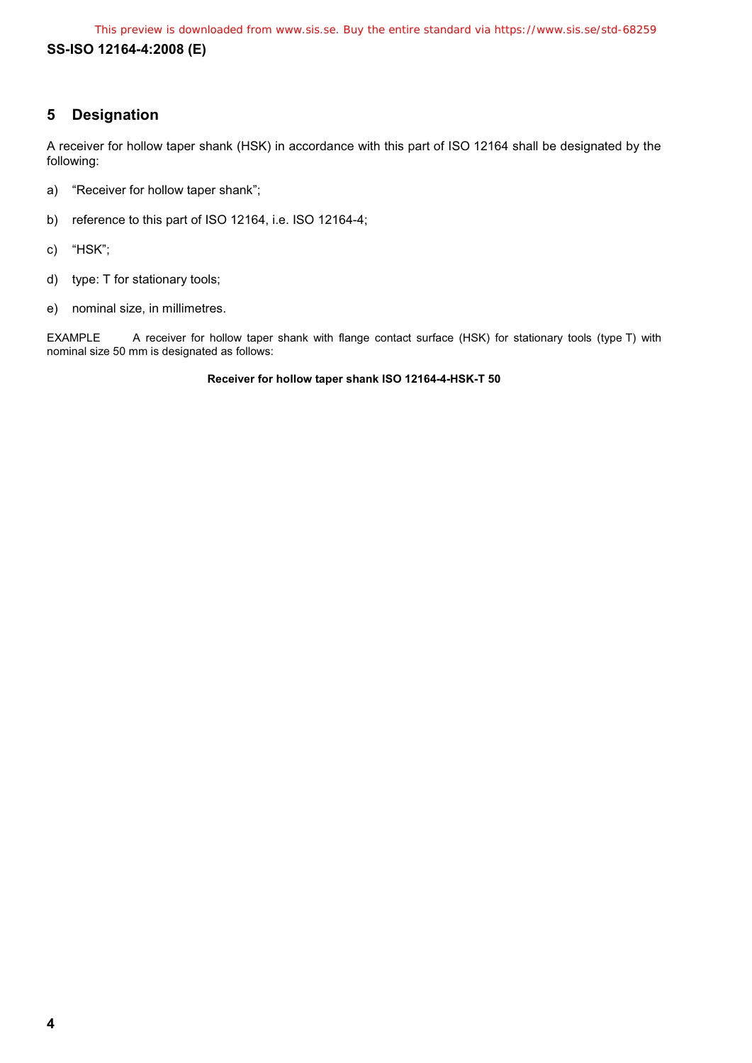## 5 Designation

A receiver for hollow taper shank (HSK) in accordance with this part of ISO 12164 shall be designated by the following:

a) “Receiver for hollow taper shank”;

b) reference to this part of ISO 12164, i.e. ISO 12164-4;

c) “HSK”;

d) type: T for stationary tools;

e) nominal size, in millimetres.

EXAMPLE A receiver for hollow taper shank with flange contact surface (HSK) for stationary tools (type T) with nominal size 50 mm is designated as follows:

**Receiver for hollow taper shank ISO 12164-4-HSK-T 50**